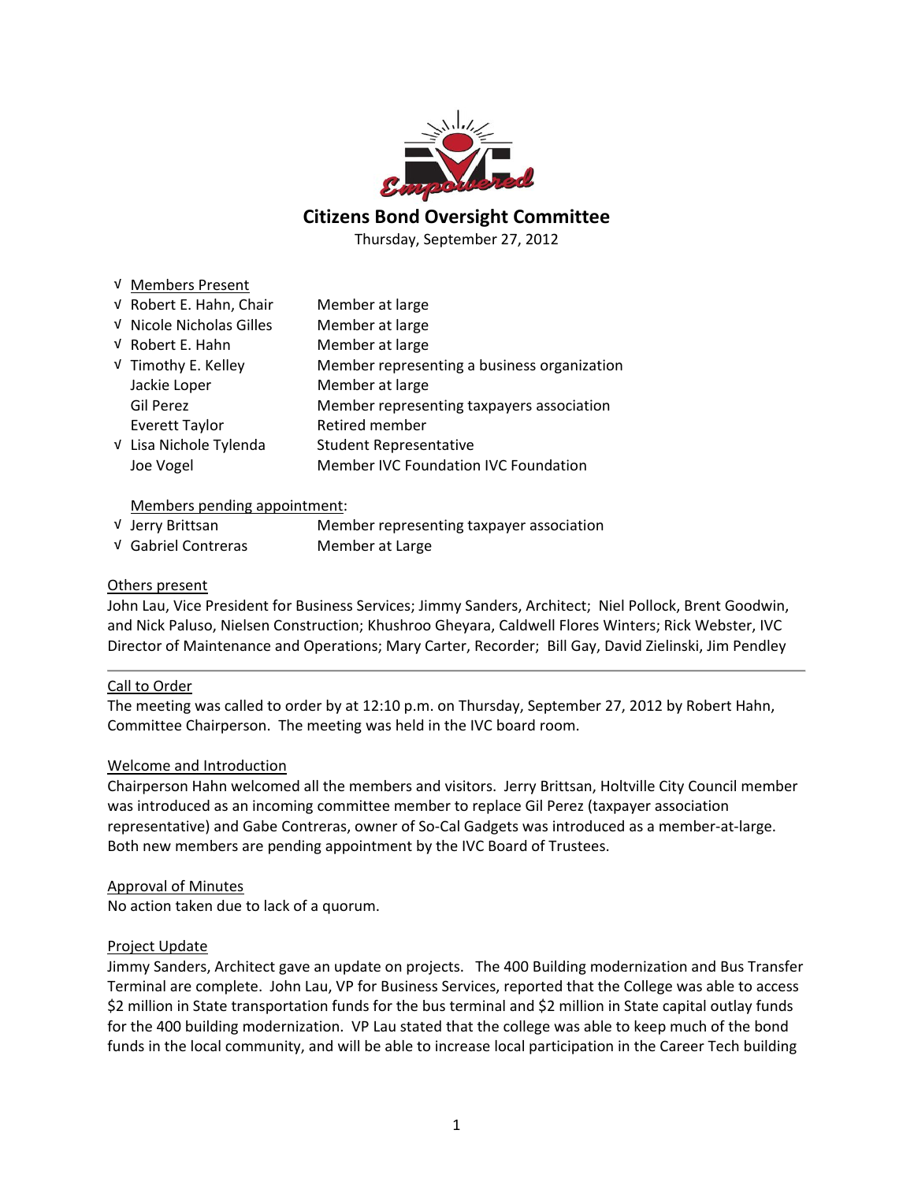# Citizens Bond Oversight Committee

Thursday, September 27, 2012

√ Members Present

| | | |
|---|---|---|
| √ | Robert E. Hahn, Chair | Member at large |
| √ | Nicole Nicholas Gilles | Member at large |
| √ | Robert E. Hahn | Member at large |
| √ | Timothy E. Kelley | Member representing a business organization |
| | Jackie Loper | Member at large |
| | Gil Perez | Member representing taxpayers association |
| | Everett Taylor | Retired member |
| √ | Lisa Nichole Tylenda | Student Representative |
| | Joe Vogel | Member IVC Foundation IVC Foundation |

Members pending appointment:

| | | |
|---|---|---|
| √ | Jerry Brittsan | Member representing taxpayer association |
| √ | Gabriel Contreras | Member at Large |

Others present

John Lau, Vice President for Business Services; Jimmy Sanders, Architect; Niel Pollock, Brent Goodwin, and Nick Paluso, Nielsen Construction; Khushroo Gheyara, Caldwell Flores Winters; Rick Webster, IVC Director of Maintenance and Operations; Mary Carter, Recorder; Bill Gay, David Zielinski, Jim Pendley

---

Call to Order

The meeting was called to order by at 12:10 p.m. on Thursday, September 27, 2012 by Robert Hahn, Committee Chairperson. The meeting was held in the IVC board room.

Welcome and Introduction

Chairperson Hahn welcomed all the members and visitors. Jerry Brittsan, Holtville City Council member was introduced as an incoming committee member to replace Gil Perez (taxpayer association representative) and Gabe Contreras, owner of So-Cal Gadgets was introduced as a member-at-large. Both new members are pending appointment by the IVC Board of Trustees.

Approval of Minutes

No action taken due to lack of a quorum.

Project Update

Jimmy Sanders, Architect gave an update on projects. The 400 Building modernization and Bus Transfer Terminal are complete. John Lau, VP for Business Services, reported that the College was able to access $2 million in State transportation funds for the bus terminal and $2 million in State capital outlay funds for the 400 building modernization. VP Lau stated that the college was able to keep much of the bond funds in the local community, and will be able to increase local participation in the Career Tech building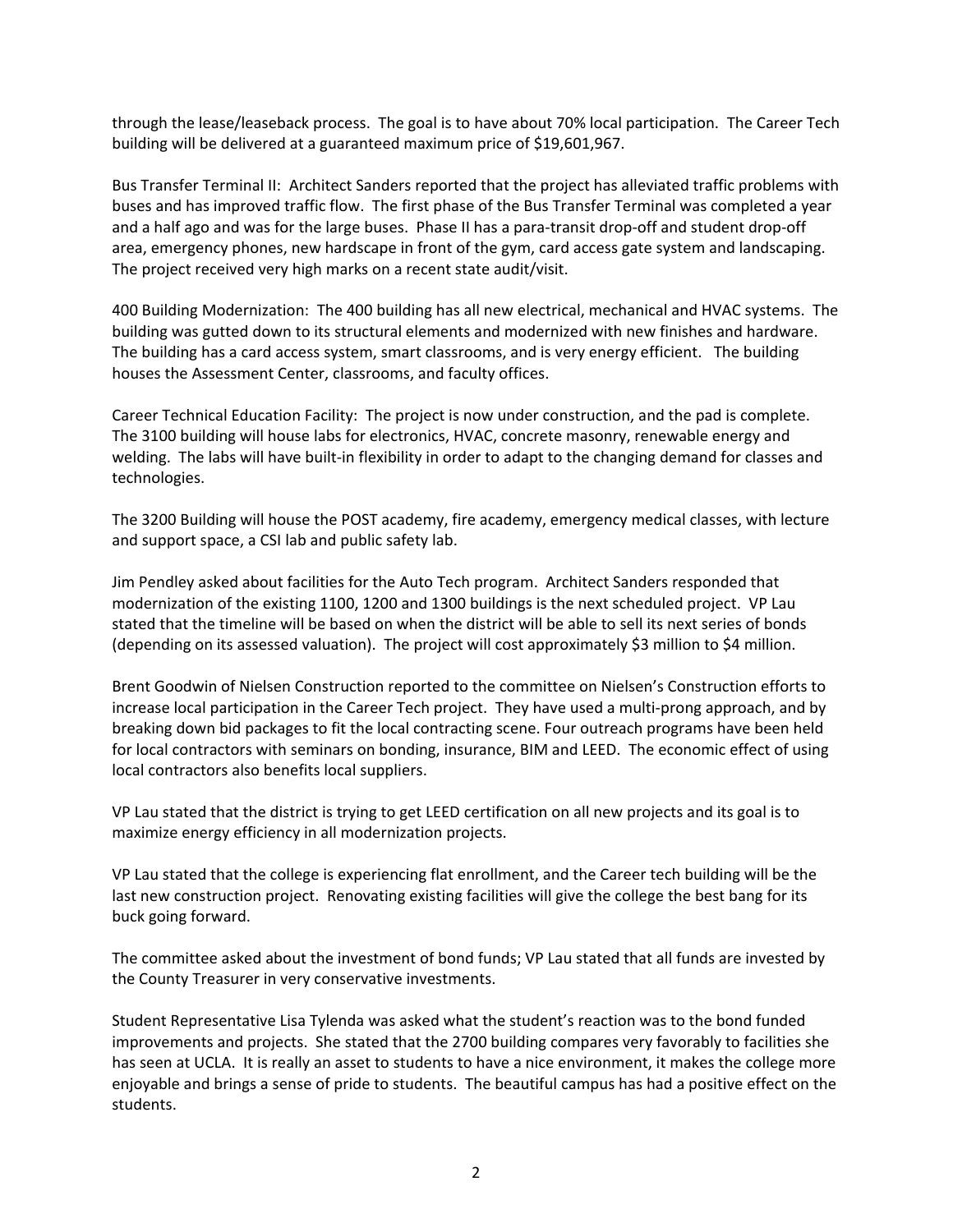through the lease/leaseback process. The goal is to have about 70% local participation. The Career Tech building will be delivered at a guaranteed maximum price of $19,601,967.

Bus Transfer Terminal II: Architect Sanders reported that the project has alleviated traffic problems with buses and has improved traffic flow. The first phase of the Bus Transfer Terminal was completed a year and a half ago and was for the large buses. Phase II has a para-transit drop-off and student drop-off area, emergency phones, new hardscape in front of the gym, card access gate system and landscaping. The project received very high marks on a recent state audit/visit.

400 Building Modernization: The 400 building has all new electrical, mechanical and HVAC systems. The building was gutted down to its structural elements and modernized with new finishes and hardware. The building has a card access system, smart classrooms, and is very energy efficient. The building houses the Assessment Center, classrooms, and faculty offices.

Career Technical Education Facility: The project is now under construction, and the pad is complete. The 3100 building will house labs for electronics, HVAC, concrete masonry, renewable energy and welding. The labs will have built-in flexibility in order to adapt to the changing demand for classes and technologies.

The 3200 Building will house the POST academy, fire academy, emergency medical classes, with lecture and support space, a CSI lab and public safety lab.

Jim Pendley asked about facilities for the Auto Tech program. Architect Sanders responded that modernization of the existing 1100, 1200 and 1300 buildings is the next scheduled project. VP Lau stated that the timeline will be based on when the district will be able to sell its next series of bonds (depending on its assessed valuation). The project will cost approximately $3 million to $4 million.

Brent Goodwin of Nielsen Construction reported to the committee on Nielsen's Construction efforts to increase local participation in the Career Tech project. They have used a multi-prong approach, and by breaking down bid packages to fit the local contracting scene. Four outreach programs have been held for local contractors with seminars on bonding, insurance, BIM and LEED. The economic effect of using local contractors also benefits local suppliers.

VP Lau stated that the district is trying to get LEED certification on all new projects and its goal is to maximize energy efficiency in all modernization projects.

VP Lau stated that the college is experiencing flat enrollment, and the Career tech building will be the last new construction project. Renovating existing facilities will give the college the best bang for its buck going forward.

The committee asked about the investment of bond funds; VP Lau stated that all funds are invested by the County Treasurer in very conservative investments.

Student Representative Lisa Tylenda was asked what the student's reaction was to the bond funded improvements and projects. She stated that the 2700 building compares very favorably to facilities she has seen at UCLA. It is really an asset to students to have a nice environment, it makes the college more enjoyable and brings a sense of pride to students. The beautiful campus has had a positive effect on the students.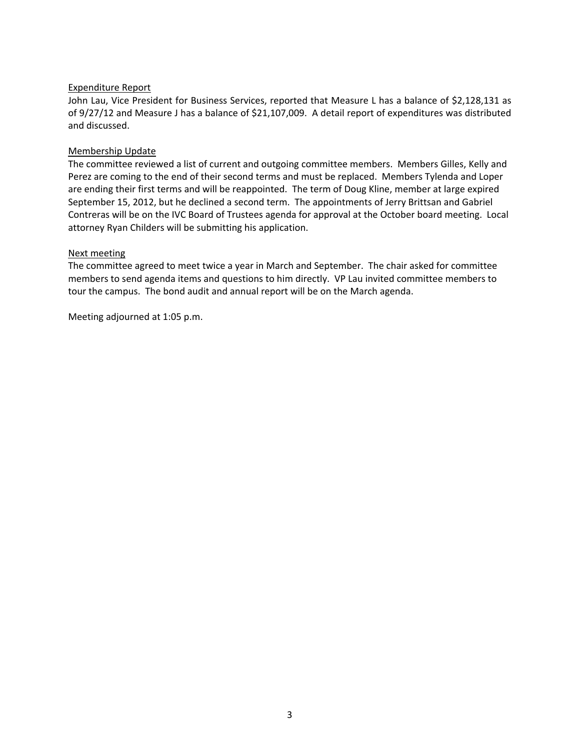Expenditure Report

John Lau, Vice President for Business Services, reported that Measure L has a balance of $2,128,131 as of 9/27/12 and Measure J has a balance of $21,107,009. A detail report of expenditures was distributed and discussed.

Membership Update

The committee reviewed a list of current and outgoing committee members. Members Gilles, Kelly and Perez are coming to the end of their second terms and must be replaced. Members Tylenda and Loper are ending their first terms and will be reappointed. The term of Doug Kline, member at large expired September 15, 2012, but he declined a second term. The appointments of Jerry Brittsan and Gabriel Contreras will be on the IVC Board of Trustees agenda for approval at the October board meeting. Local attorney Ryan Childers will be submitting his application.

Next meeting

The committee agreed to meet twice a year in March and September. The chair asked for committee members to send agenda items and questions to him directly. VP Lau invited committee members to tour the campus. The bond audit and annual report will be on the March agenda.

Meeting adjourned at 1:05 p.m.